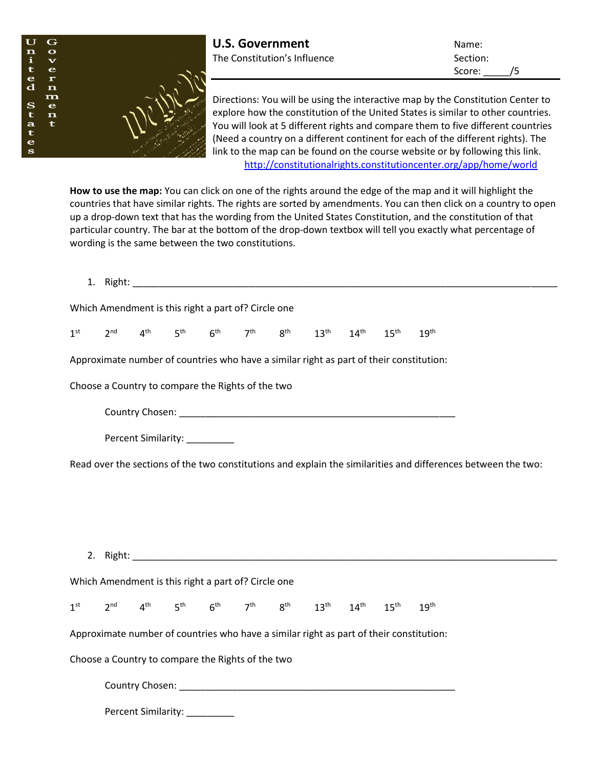# U.S. Government

The Constitution's Influence

Name:

Section:

Score: _____/5

Directions: You will be using the interactive map by the Constitution Center to explore how the constitution of the United States is similar to other countries. You will look at 5 different rights and compare them to five different countries (Need a country on a different continent for each of the different rights). The link to the map can be found on the course website or by following this link. http://constitutionalrights.constitutioncenter.org/app/home/world

**How to use the map:** You can click on one of the rights around the edge of the map and it will highlight the countries that have similar rights. The rights are sorted by amendments. You can then click on a country to open up a drop-down text that has the wording from the United States Constitution, and the constitution of that particular country. The bar at the bottom of the drop-down textbox will tell you exactly what percentage of wording is the same between the two constitutions.

1. Right: ___________________________________________________________________________

Which Amendment is this right a part of? Circle one

1st 2nd 4th 5th 6th 7th 8th 13th 14th 15th 19th

Approximate number of countries who have a similar right as part of their constitution:

Choose a Country to compare the Rights of the two

Country Chosen: ______________________________________________

Percent Similarity: _________

Read over the sections of the two constitutions and explain the similarities and differences between the two:

2. Right: ___________________________________________________________________________

Which Amendment is this right a part of? Circle one

1st 2nd 4th 5th 6th 7th 8th 13th 14th 15th 19th

Approximate number of countries who have a similar right as part of their constitution:

Choose a Country to compare the Rights of the two

Country Chosen: ______________________________________________

Percent Similarity: _________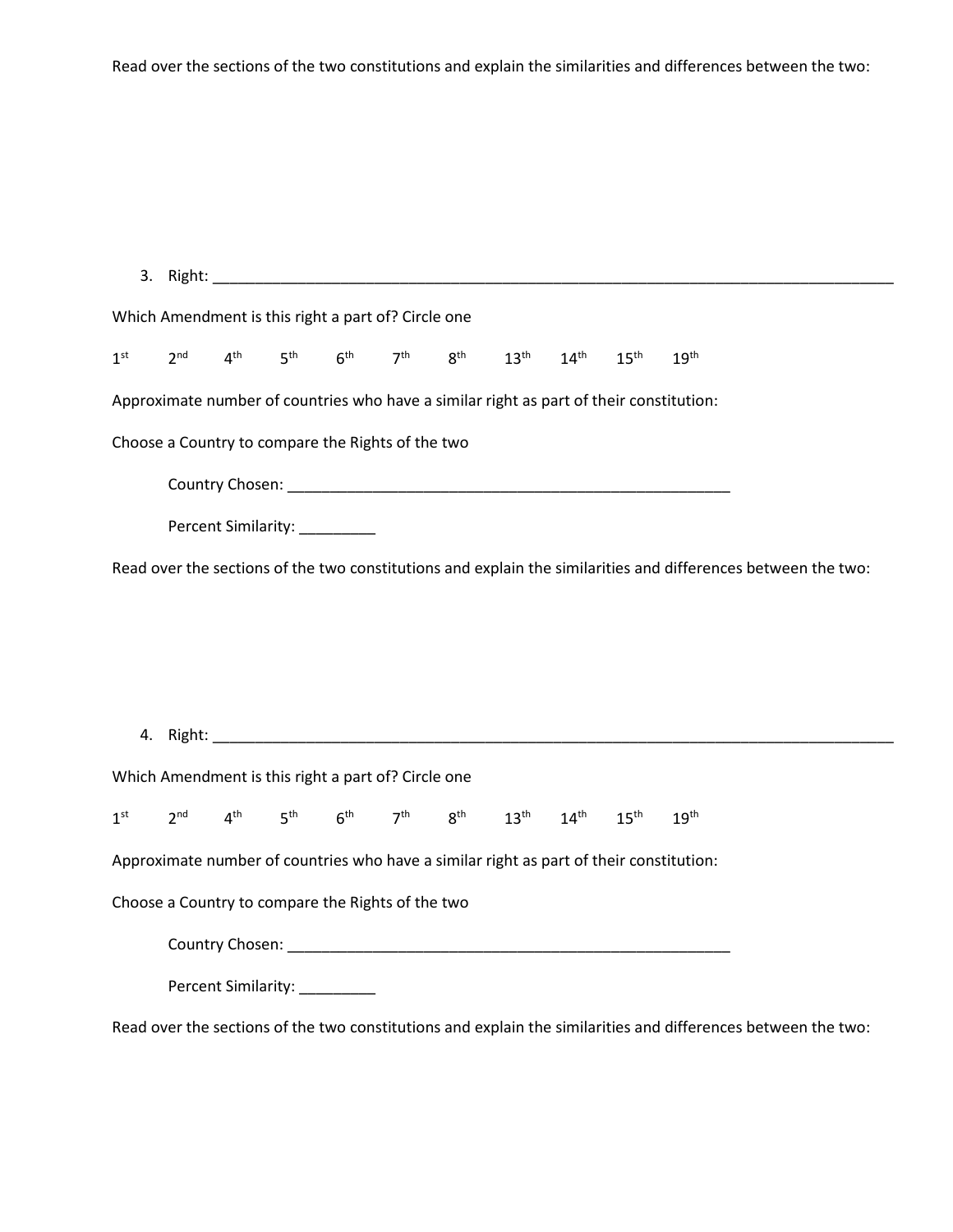Read over the sections of the two constitutions and explain the similarities and differences between the two:

3. Right: ____________________________________________________________________________

Which Amendment is this right a part of? Circle one

1st 2nd 4th 5th 6th 7th 8th 13th 14th 15th 19th

Approximate number of countries who have a similar right as part of their constitution:

Choose a Country to compare the Rights of the two

Country Chosen: ____________________________________________________

Percent Similarity: _________

Read over the sections of the two constitutions and explain the similarities and differences between the two:

4. Right: ____________________________________________________________________________

Which Amendment is this right a part of? Circle one

1st 2nd 4th 5th 6th 7th 8th 13th 14th 15th 19th

Approximate number of countries who have a similar right as part of their constitution:

Choose a Country to compare the Rights of the two

Country Chosen: ____________________________________________________

Percent Similarity: _________

Read over the sections of the two constitutions and explain the similarities and differences between the two: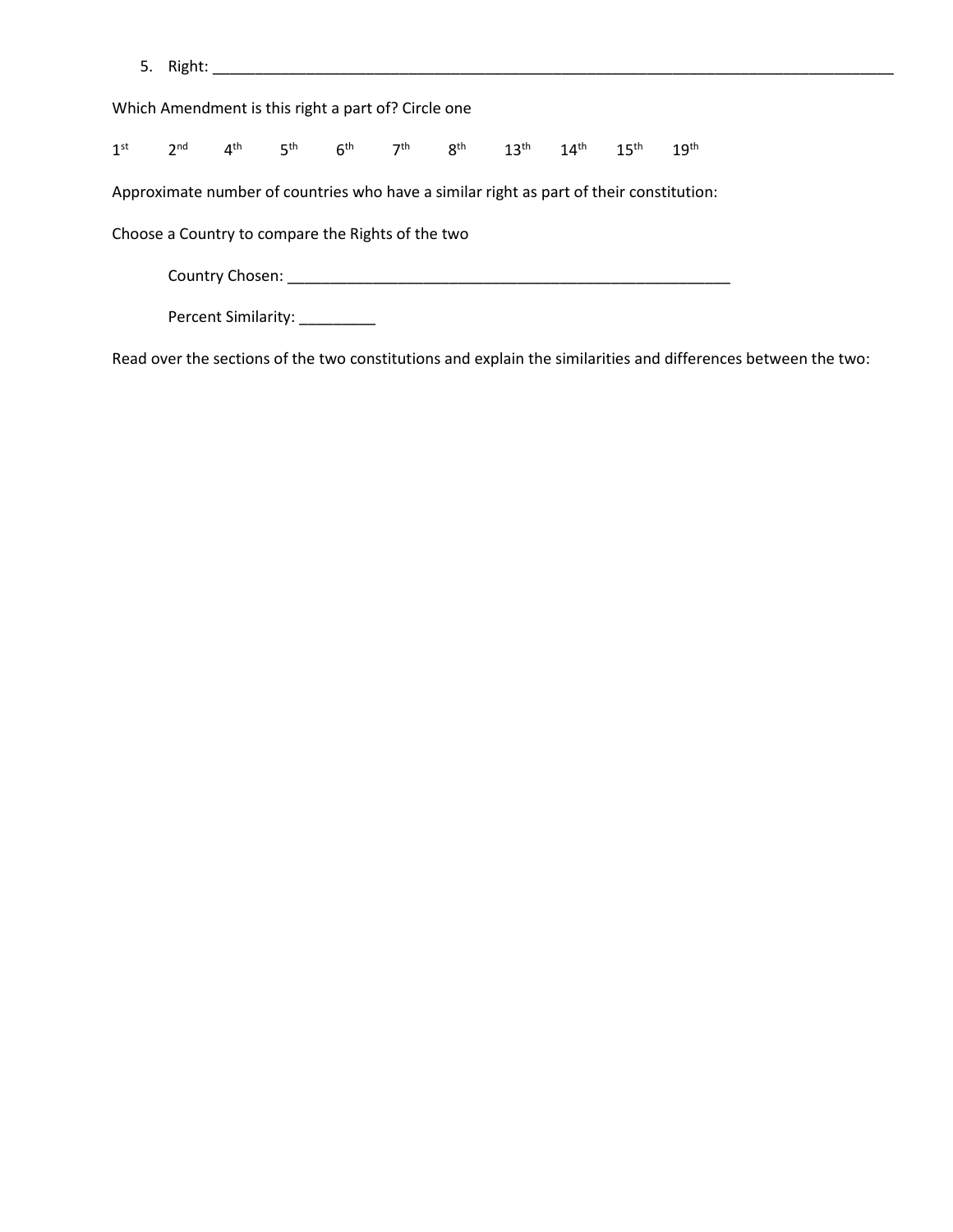5. Right: ___________________________________________________________________________________

Which Amendment is this right a part of? Circle one

1st 2nd 4th 5th 6th 7th 8th 13th 14th 15th 19th

Approximate number of countries who have a similar right as part of their constitution:

Choose a Country to compare the Rights of the two

Country Chosen: ______________________________________________________

Percent Similarity: _________

Read over the sections of the two constitutions and explain the similarities and differences between the two: